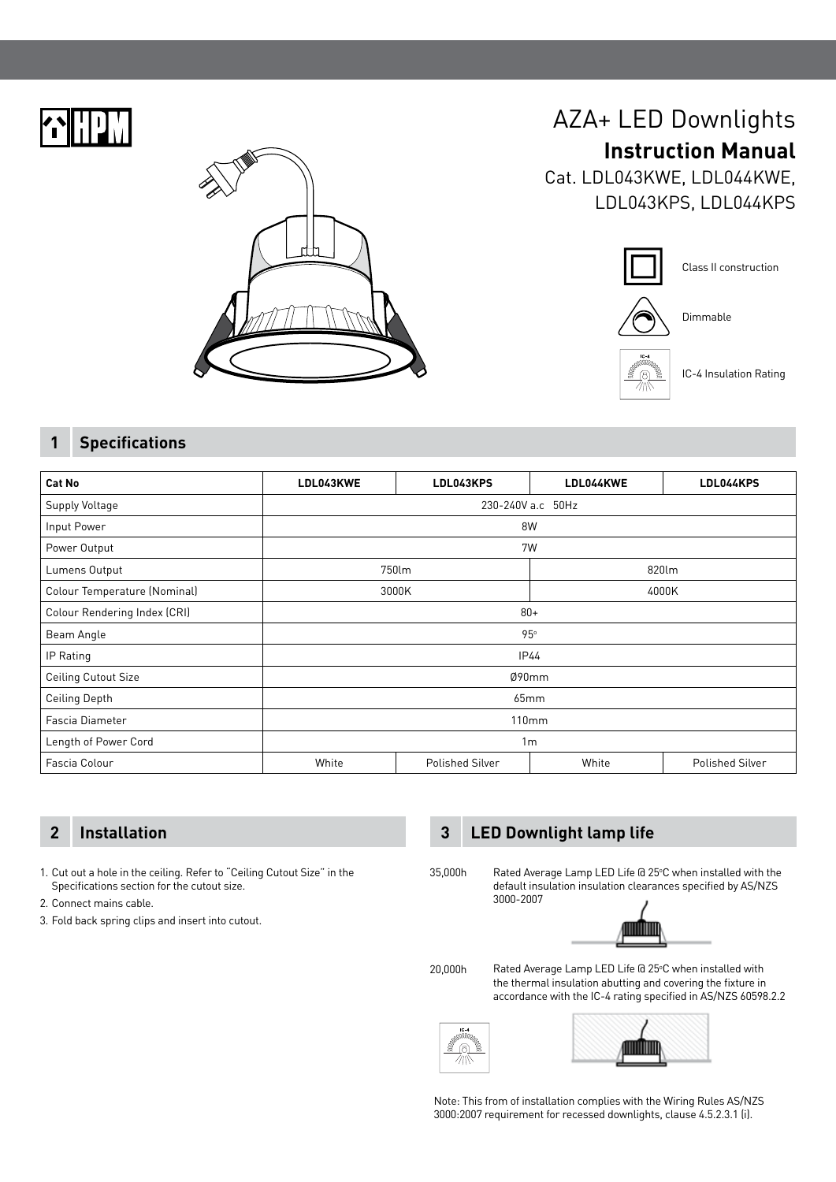HPM

# AZA+ LED Downlights

## Instruction Manual

Cat. LDL043KWE, LDL044KWE, LDL043KPS, LDL044KPS

Class II construction

Dimmable

IC-4 Insulation Rating

## 1 Specifications

| Cat No | LDL043KWE | LDL043KPS | LDL044KWE | LDL044KPS |
|---|---|---|---|---|
| Supply Voltage | 230-240V a.c 50Hz | | | |
| Input Power | 8W | | | |
| Power Output | 7W | | | |
| Lumens Output | 750lm | | 820lm | |
| Colour Temperature (Nominal) | 3000K | | 4000K | |
| Colour Rendering Index (CRI) | 80+ | | | |
| Beam Angle | 95° | | | |
| IP Rating | IP44 | | | |
| Ceiling Cutout Size | Ø90mm | | | |
| Ceiling Depth | 65mm | | | |
| Fascia Diameter | 110mm | | | |
| Length of Power Cord | 1m | | | |
| Fascia Colour | White | Polished Silver | White | Polished Silver |

## 2 Installation

1. Cut out a hole in the ceiling. Refer to "Ceiling Cutout Size" in the Specifications section for the cutout size.
2. Connect mains cable.
3. Fold back spring clips and insert into cutout.

## 3 LED Downlight lamp life

35,000h — Rated Average Lamp LED Life @ 25°C when installed with the default insulation insulation clearances specified by AS/NZS 3000-2007

20,000h — Rated Average Lamp LED Life @ 25°C when installed with the thermal insulation abutting and covering the fixture in accordance with the IC-4 rating specified in AS/NZS 60598.2.2

Note: This from of installation complies with the Wiring Rules AS/NZS 3000:2007 requirement for recessed downlights, clause 4.5.2.3.1 (i).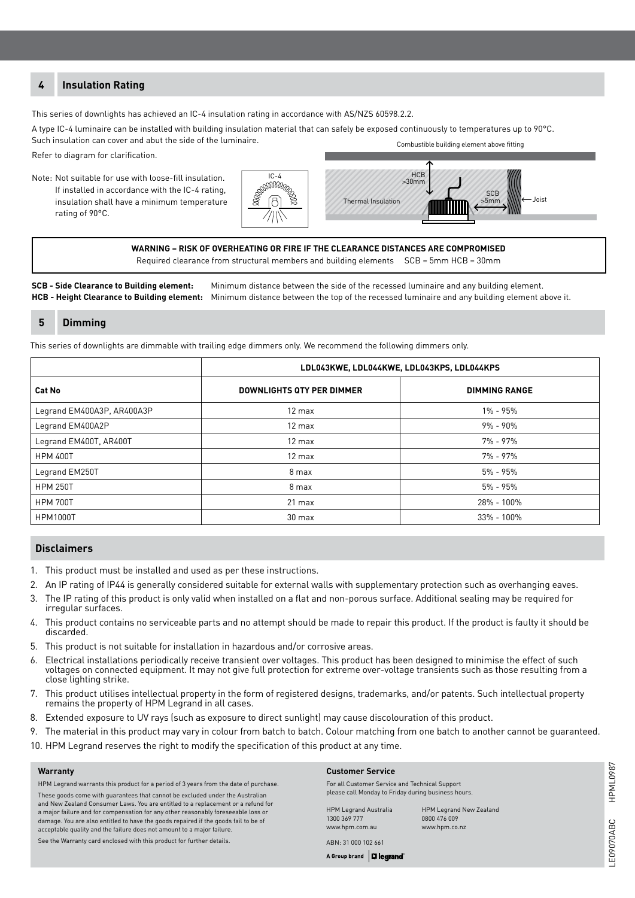## 4 Insulation Rating

This series of downlights has achieved an IC-4 insulation rating in accordance with AS/NZS 60598.2.2.

A type IC-4 luminaire can be installed with building insulation material that can safely be exposed continuously to temperatures up to 90°C. Such insulation can cover and abut the side of the luminaire.

Refer to diagram for clarification.

Note: Not suitable for use with loose-fill insulation. If installed in accordance with the IC-4 rating, insulation shall have a minimum temperature rating of 90°C.

IC-4

Combustible building element above fitting

HCB >30mm

Thermal Insulation

SCB >5mm

Joist

**WARNING – RISK OF OVERHEATING OR FIRE IF THE CLEARANCE DISTANCES ARE COMPROMISED**

Required clearance from structural members and building elements SCB = 5mm HCB = 30mm

**SCB - Side Clearance to Building element:** Minimum distance between the side of the recessed luminaire and any building element.
**HCB - Height Clearance to Building element:** Minimum distance between the top of the recessed luminaire and any building element above it.

## 5 Dimming

This series of downlights are dimmable with trailing edge dimmers only. We recommend the following dimmers only.

| | LDL043KWE, LDL044KWE, LDL043KPS, LDL044KPS | |
|---|---|---|
| **Cat No** | **DOWNLIGHTS QTY PER DIMMER** | **DIMMING RANGE** |
| Legrand EM400A3P, AR400A3P | 12 max | 1% - 95% |
| Legrand EM400A2P | 12 max | 9% - 90% |
| Legrand EM400T, AR400T | 12 max | 7% - 97% |
| HPM 400T | 12 max | 7% - 97% |
| Legrand EM250T | 8 max | 5% - 95% |
| HPM 250T | 8 max | 5% - 95% |
| HPM 700T | 21 max | 28% - 100% |
| HPM1000T | 30 max | 33% - 100% |

## Disclaimers

1. This product must be installed and used as per these instructions.
2. An IP rating of IP44 is generally considered suitable for external walls with supplementary protection such as overhanging eaves.
3. The IP rating of this product is only valid when installed on a flat and non-porous surface. Additional sealing may be required for irregular surfaces.
4. This product contains no serviceable parts and no attempt should be made to repair this product. If the product is faulty it should be discarded.
5. This product is not suitable for installation in hazardous and/or corrosive areas.
6. Electrical installations periodically receive transient over voltages. This product has been designed to minimise the effect of such voltages on connected equipment. It may not give full protection for extreme over-voltage transients such as those resulting from a close lighting strike.
7. This product utilises intellectual property in the form of registered designs, trademarks, and/or patents. Such intellectual property remains the property of HPM Legrand in all cases.
8. Extended exposure to UV rays (such as exposure to direct sunlight) may cause discolouration of this product.
9. The material in this product may vary in colour from batch to batch. Colour matching from one batch to another cannot be guaranteed.
10. HPM Legrand reserves the right to modify the specification of this product at any time.

### Warranty

HPM Legrand warrants this product for a period of 3 years from the date of purchase.

These goods come with guarantees that cannot be excluded under the Australian and New Zealand Consumer Laws. You are entitled to a replacement or a refund for a major failure and for compensation for any other reasonably foreseeable loss or damage. You are also entitled to have the goods repaired if the goods fail to be of acceptable quality and the failure does not amount to a major failure.

See the Warranty card enclosed with this product for further details.

### Customer Service

For all Customer Service and Technical Support please call Monday to Friday during business hours.

HPM Legrand Australia
1300 369 777
www.hpm.com.au

HPM Legrand New Zealand
0800 476 009
www.hpm.co.nz

ABN: 31 000 102 661

A Group brand legrand

LE09070ABC HPML0987